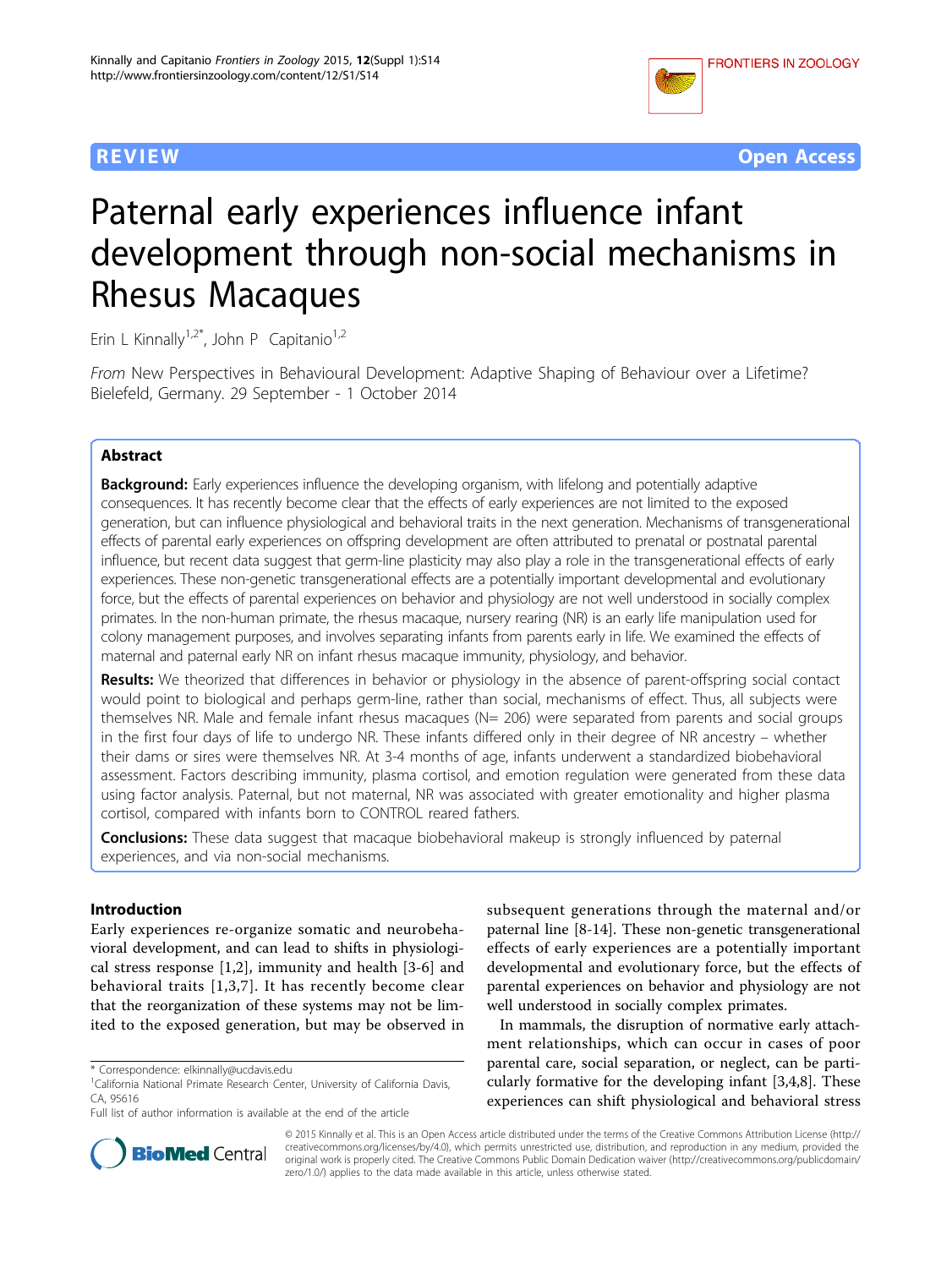REVIEW Open Access

# Paternal early experiences influence infant development through non-social mechanisms in Rhesus Macaques

Erin L Kinnally[1,2*], John P Capitanio[1,2]

*From* New Perspectives in Behavioural Development: Adaptive Shaping of Behaviour over a Lifetime? Bielefeld, Germany. 29 September - 1 October 2014

## Abstract

**Background:** Early experiences influence the developing organism, with lifelong and potentially adaptive consequences. It has recently become clear that the effects of early experiences are not limited to the exposed generation, but can influence physiological and behavioral traits in the next generation. Mechanisms of transgenerational effects of parental early experiences on offspring development are often attributed to prenatal or postnatal parental influence, but recent data suggest that germ-line plasticity may also play a role in the transgenerational effects of early experiences. These non-genetic transgenerational effects are a potentially important developmental and evolutionary force, but the effects of parental experiences on behavior and physiology are not well understood in socially complex primates. In the non-human primate, the rhesus macaque, nursery rearing (NR) is an early life manipulation used for colony management purposes, and involves separating infants from parents early in life. We examined the effects of maternal and paternal early NR on infant rhesus macaque immunity, physiology, and behavior.

**Results:** We theorized that differences in behavior or physiology in the absence of parent-offspring social contact would point to biological and perhaps germ-line, rather than social, mechanisms of effect. Thus, all subjects were themselves NR. Male and female infant rhesus macaques (N= 206) were separated from parents and social groups in the first four days of life to undergo NR. These infants differed only in their degree of NR ancestry – whether their dams or sires were themselves NR. At 3-4 months of age, infants underwent a standardized biobehavioral assessment. Factors describing immunity, plasma cortisol, and emotion regulation were generated from these data using factor analysis. Paternal, but not maternal, NR was associated with greater emotionality and higher plasma cortisol, compared with infants born to CONTROL reared fathers.

**Conclusions:** These data suggest that macaque biobehavioral makeup is strongly influenced by paternal experiences, and via non-social mechanisms.

## Introduction

Early experiences re-organize somatic and neurobehavioral development, and can lead to shifts in physiological stress response [1,2], immunity and health [3-6] and behavioral traits [1,3,7]. It has recently become clear that the reorganization of these systems may not be limited to the exposed generation, but may be observed in subsequent generations through the maternal and/or paternal line [8-14]. These non-genetic transgenerational effects of early experiences are a potentially important developmental and evolutionary force, but the effects of parental experiences on behavior and physiology are not well understood in socially complex primates.

In mammals, the disruption of normative early attachment relationships, which can occur in cases of poor parental care, social separation, or neglect, can be particularly formative for the developing infant [3,4,8]. These experiences can shift physiological and behavioral stress

\* Correspondence: elkinnally@ucdavis.edu
[1]California National Primate Research Center, University of California Davis, CA, 95616
Full list of author information is available at the end of the article

© 2015 Kinnally et al. This is an Open Access article distributed under the terms of the Creative Commons Attribution License (http://creativecommons.org/licenses/by/4.0), which permits unrestricted use, distribution, and reproduction in any medium, provided the original work is properly cited. The Creative Commons Public Domain Dedication waiver (http://creativecommons.org/publicdomain/zero/1.0/) applies to the data made available in this article, unless otherwise stated.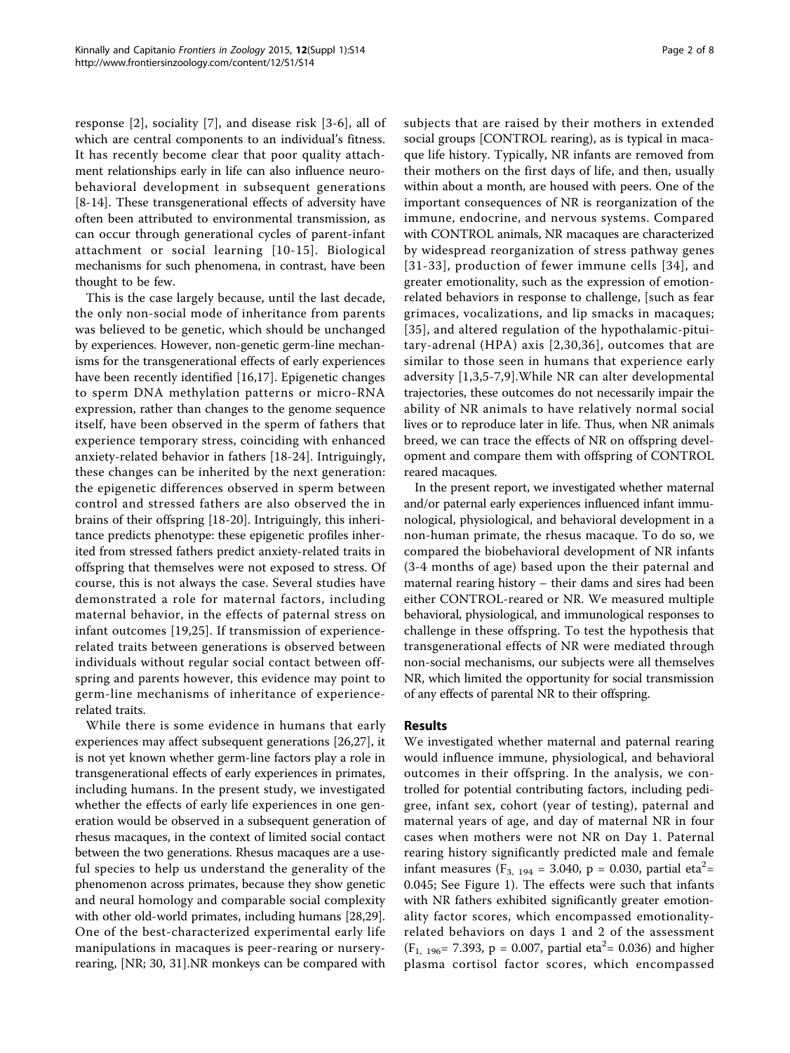response [2], sociality [7], and disease risk [3-6], all of which are central components to an individual's fitness. It has recently become clear that poor quality attachment relationships early in life can also influence neurobehavioral development in subsequent generations [8-14]. These transgenerational effects of adversity have often been attributed to environmental transmission, as can occur through generational cycles of parent-infant attachment or social learning [10-15]. Biological mechanisms for such phenomena, in contrast, have been thought to be few.

This is the case largely because, until the last decade, the only non-social mode of inheritance from parents was believed to be genetic, which should be unchanged by experiences. However, non-genetic germ-line mechanisms for the transgenerational effects of early experiences have been recently identified [16,17]. Epigenetic changes to sperm DNA methylation patterns or micro-RNA expression, rather than changes to the genome sequence itself, have been observed in the sperm of fathers that experience temporary stress, coinciding with enhanced anxiety-related behavior in fathers [18-24]. Intriguingly, these changes can be inherited by the next generation: the epigenetic differences observed in sperm between control and stressed fathers are also observed the in brains of their offspring [18-20]. Intriguingly, this inheritance predicts phenotype: these epigenetic profiles inherited from stressed fathers predict anxiety-related traits in offspring that themselves were not exposed to stress. Of course, this is not always the case. Several studies have demonstrated a role for maternal factors, including maternal behavior, in the effects of paternal stress on infant outcomes [19,25]. If transmission of experience-related traits between generations is observed between individuals without regular social contact between offspring and parents however, this evidence may point to germ-line mechanisms of inheritance of experience-related traits.

While there is some evidence in humans that early experiences may affect subsequent generations [26,27], it is not yet known whether germ-line factors play a role in transgenerational effects of early experiences in primates, including humans. In the present study, we investigated whether the effects of early life experiences in one generation would be observed in a subsequent generation of rhesus macaques, in the context of limited social contact between the two generations. Rhesus macaques are a useful species to help us understand the generality of the phenomenon across primates, because they show genetic and neural homology and comparable social complexity with other old-world primates, including humans [28,29]. One of the best-characterized experimental early life manipulations in macaques is peer-rearing or nursery-rearing, [NR; 30, 31].NR monkeys can be compared with subjects that are raised by their mothers in extended social groups [CONTROL rearing), as is typical in macaque life history. Typically, NR infants are removed from their mothers on the first days of life, and then, usually within about a month, are housed with peers. One of the important consequences of NR is reorganization of the immune, endocrine, and nervous systems. Compared with CONTROL animals, NR macaques are characterized by widespread reorganization of stress pathway genes [31-33], production of fewer immune cells [34], and greater emotionality, such as the expression of emotion-related behaviors in response to challenge, [such as fear grimaces, vocalizations, and lip smacks in macaques; [35], and altered regulation of the hypothalamic-pituitary-adrenal (HPA) axis [2,30,36], outcomes that are similar to those seen in humans that experience early adversity [1,3,5-7,9].While NR can alter developmental trajectories, these outcomes do not necessarily impair the ability of NR animals to have relatively normal social lives or to reproduce later in life. Thus, when NR animals breed, we can trace the effects of NR on offspring development and compare them with offspring of CONTROL reared macaques.

In the present report, we investigated whether maternal and/or paternal early experiences influenced infant immunological, physiological, and behavioral development in a non-human primate, the rhesus macaque. To do so, we compared the biobehavioral development of NR infants (3-4 months of age) based upon the their paternal and maternal rearing history – their dams and sires had been either CONTROL-reared or NR. We measured multiple behavioral, physiological, and immunological responses to challenge in these offspring. To test the hypothesis that transgenerational effects of NR were mediated through non-social mechanisms, our subjects were all themselves NR, which limited the opportunity for social transmission of any effects of parental NR to their offspring.

## Results

We investigated whether maternal and paternal rearing would influence immune, physiological, and behavioral outcomes in their offspring. In the analysis, we controlled for potential contributing factors, including pedigree, infant sex, cohort (year of testing), paternal and maternal years of age, and day of maternal NR in four cases when mothers were not NR on Day 1. Paternal rearing history significantly predicted male and female infant measures ($F_{3,\ 194} = 3.040$, $p = 0.030$, partial $eta^2 = 0.045$; See Figure 1). The effects were such that infants with NR fathers exhibited significantly greater emotionality factor scores, which encompassed emotionality-related behaviors on days 1 and 2 of the assessment ($F_{1,\ 196} = 7.393$, $p = 0.007$, partial $eta^2 = 0.036$) and higher plasma cortisol factor scores, which encompassed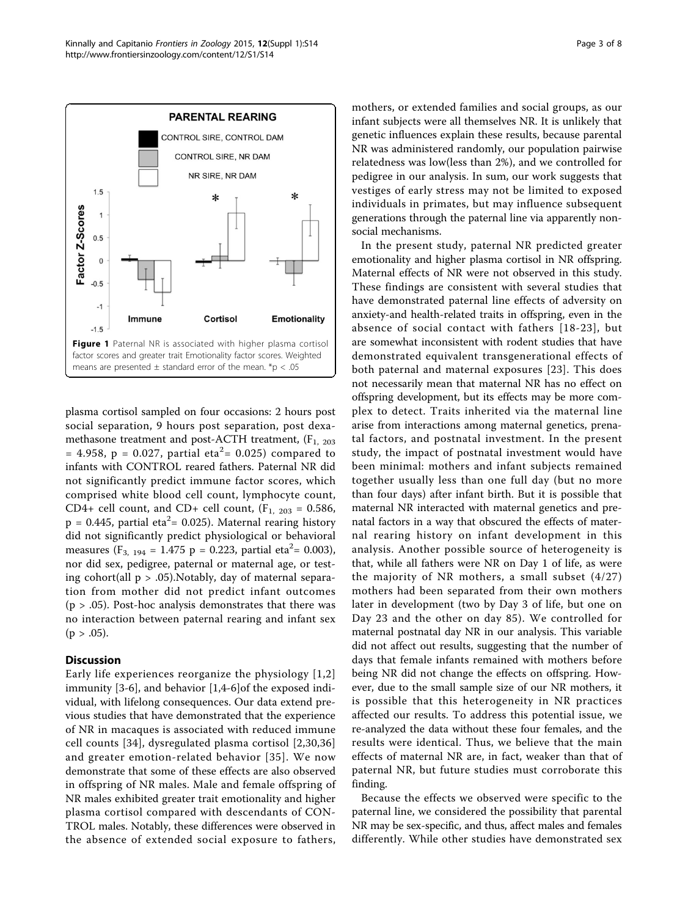PARENTAL REARING

CONTROL SIRE, CONTROL DAM

CONTROL SIRE, NR DAM

NR SIRE, NR DAM

**Figure 1** Paternal NR is associated with higher plasma cortisol factor scores and greater trait Emotionality factor scores. Weighted means are presented ± standard error of the mean. *p < .05

plasma cortisol sampled on four occasions: 2 hours post social separation, 9 hours post separation, post dexamethasone treatment and post-ACTH treatment, ($F_{1, 203} = 4.958$, $p = 0.027$, partial $eta^2 = 0.025$) compared to infants with CONTROL reared fathers. Paternal NR did not significantly predict immune factor scores, which comprised white blood cell count, lymphocyte count, CD4+ cell count, and CD+ cell count, ($F_{1, 203} = 0.586$, $p = 0.445$, partial $eta^2 = 0.025$). Maternal rearing history did not significantly predict physiological or behavioral measures ($F_{3, 194} = 1.475$ $p = 0.223$, partial $eta^2 = 0.003$), nor did sex, pedigree, paternal or maternal age, or testing cohort(all $p > .05$).Notably, day of maternal separation from mother did not predict infant outcomes ($p > .05$). Post-hoc analysis demonstrates that there was no interaction between paternal rearing and infant sex ($p > .05$).

## Discussion

Early life experiences reorganize the physiology [1,2] immunity [3-6], and behavior [1,4-6]of the exposed individual, with lifelong consequences. Our data extend previous studies that have demonstrated that the experience of NR in macaques is associated with reduced immune cell counts [34], dysregulated plasma cortisol [2,30,36] and greater emotion-related behavior [35]. We now demonstrate that some of these effects are also observed in offspring of NR males. Male and female offspring of NR males exhibited greater trait emotionality and higher plasma cortisol compared with descendants of CONTROL males. Notably, these differences were observed in the absence of extended social exposure to fathers, mothers, or extended families and social groups, as our infant subjects were all themselves NR. It is unlikely that genetic influences explain these results, because parental NR was administered randomly, our population pairwise relatedness was low(less than 2%), and we controlled for pedigree in our analysis. In sum, our work suggests that vestiges of early stress may not be limited to exposed individuals in primates, but may influence subsequent generations through the paternal line via apparently non-social mechanisms.

In the present study, paternal NR predicted greater emotionality and higher plasma cortisol in NR offspring. Maternal effects of NR were not observed in this study. These findings are consistent with several studies that have demonstrated paternal line effects of adversity on anxiety-and health-related traits in offspring, even in the absence of social contact with fathers [18-23], but are somewhat inconsistent with rodent studies that have demonstrated equivalent transgenerational effects of both paternal and maternal exposures [23]. This does not necessarily mean that maternal NR has no effect on offspring development, but its effects may be more complex to detect. Traits inherited via the maternal line arise from interactions among maternal genetics, prenatal factors, and postnatal investment. In the present study, the impact of postnatal investment would have been minimal: mothers and infant subjects remained together usually less than one full day (but no more than four days) after infant birth. But it is possible that maternal NR interacted with maternal genetics and prenatal factors in a way that obscured the effects of maternal rearing history on infant development in this analysis. Another possible source of heterogeneity is that, while all fathers were NR on Day 1 of life, as were the majority of NR mothers, a small subset (4/27) mothers had been separated from their own mothers later in development (two by Day 3 of life, but one on Day 23 and the other on day 85). We controlled for maternal postnatal day NR in our analysis. This variable did not affect out results, suggesting that the number of days that female infants remained with mothers before being NR did not change the effects on offspring. However, due to the small sample size of our NR mothers, it is possible that this heterogeneity in NR practices affected our results. To address this potential issue, we re-analyzed the data without these four females, and the results were identical. Thus, we believe that the main effects of maternal NR are, in fact, weaker than that of paternal NR, but future studies must corroborate this finding.

Because the effects we observed were specific to the paternal line, we considered the possibility that parental NR may be sex-specific, and thus, affect males and females differently. While other studies have demonstrated sex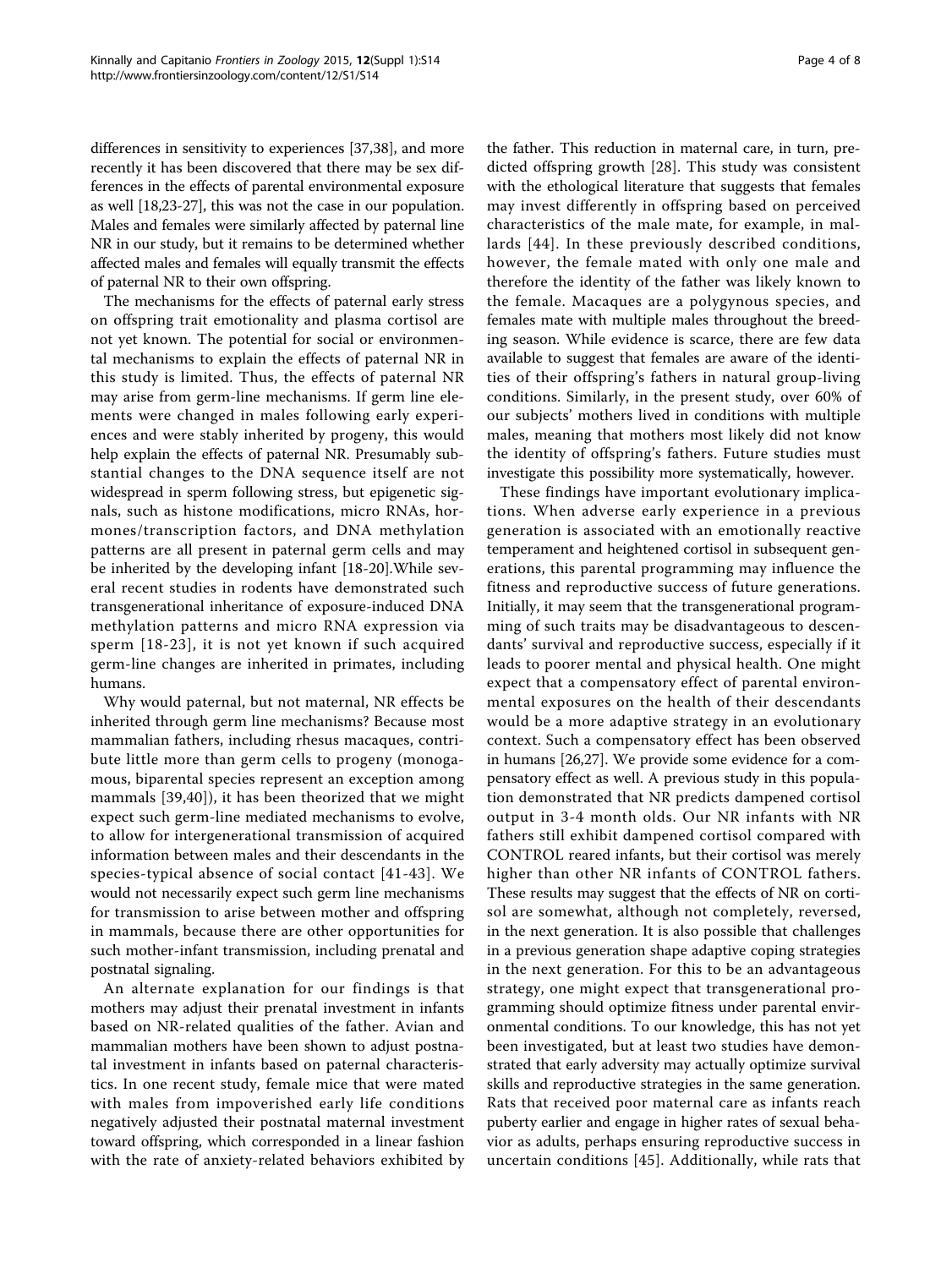differences in sensitivity to experiences [37,38], and more recently it has been discovered that there may be sex differences in the effects of parental environmental exposure as well [18,23-27], this was not the case in our population. Males and females were similarly affected by paternal line NR in our study, but it remains to be determined whether affected males and females will equally transmit the effects of paternal NR to their own offspring.

The mechanisms for the effects of paternal early stress on offspring trait emotionality and plasma cortisol are not yet known. The potential for social or environmental mechanisms to explain the effects of paternal NR in this study is limited. Thus, the effects of paternal NR may arise from germ-line mechanisms. If germ line elements were changed in males following early experiences and were stably inherited by progeny, this would help explain the effects of paternal NR. Presumably substantial changes to the DNA sequence itself are not widespread in sperm following stress, but epigenetic signals, such as histone modifications, micro RNAs, hormones/transcription factors, and DNA methylation patterns are all present in paternal germ cells and may be inherited by the developing infant [18-20].While several recent studies in rodents have demonstrated such transgenerational inheritance of exposure-induced DNA methylation patterns and micro RNA expression via sperm [18-23], it is not yet known if such acquired germ-line changes are inherited in primates, including humans.

Why would paternal, but not maternal, NR effects be inherited through germ line mechanisms? Because most mammalian fathers, including rhesus macaques, contribute little more than germ cells to progeny (monogamous, biparental species represent an exception among mammals [39,40]), it has been theorized that we might expect such germ-line mediated mechanisms to evolve, to allow for intergenerational transmission of acquired information between males and their descendants in the species-typical absence of social contact [41-43]. We would not necessarily expect such germ line mechanisms for transmission to arise between mother and offspring in mammals, because there are other opportunities for such mother-infant transmission, including prenatal and postnatal signaling.

An alternate explanation for our findings is that mothers may adjust their prenatal investment in infants based on NR-related qualities of the father. Avian and mammalian mothers have been shown to adjust postnatal investment in infants based on paternal characteristics. In one recent study, female mice that were mated with males from impoverished early life conditions negatively adjusted their postnatal maternal investment toward offspring, which corresponded in a linear fashion with the rate of anxiety-related behaviors exhibited by the father. This reduction in maternal care, in turn, predicted offspring growth [28]. This study was consistent with the ethological literature that suggests that females may invest differently in offspring based on perceived characteristics of the male mate, for example, in mallards [44]. In these previously described conditions, however, the female mated with only one male and therefore the identity of the father was likely known to the female. Macaques are a polygynous species, and females mate with multiple males throughout the breeding season. While evidence is scarce, there are few data available to suggest that females are aware of the identities of their offspring's fathers in natural group-living conditions. Similarly, in the present study, over 60% of our subjects' mothers lived in conditions with multiple males, meaning that mothers most likely did not know the identity of offspring's fathers. Future studies must investigate this possibility more systematically, however.

These findings have important evolutionary implications. When adverse early experience in a previous generation is associated with an emotionally reactive temperament and heightened cortisol in subsequent generations, this parental programming may influence the fitness and reproductive success of future generations. Initially, it may seem that the transgenerational programming of such traits may be disadvantageous to descendants' survival and reproductive success, especially if it leads to poorer mental and physical health. One might expect that a compensatory effect of parental environmental exposures on the health of their descendants would be a more adaptive strategy in an evolutionary context. Such a compensatory effect has been observed in humans [26,27]. We provide some evidence for a compensatory effect as well. A previous study in this population demonstrated that NR predicts dampened cortisol output in 3-4 month olds. Our NR infants with NR fathers still exhibit dampened cortisol compared with CONTROL reared infants, but their cortisol was merely higher than other NR infants of CONTROL fathers. These results may suggest that the effects of NR on cortisol are somewhat, although not completely, reversed, in the next generation. It is also possible that challenges in a previous generation shape adaptive coping strategies in the next generation. For this to be an advantageous strategy, one might expect that transgenerational programming should optimize fitness under parental environmental conditions. To our knowledge, this has not yet been investigated, but at least two studies have demonstrated that early adversity may actually optimize survival skills and reproductive strategies in the same generation. Rats that received poor maternal care as infants reach puberty earlier and engage in higher rates of sexual behavior as adults, perhaps ensuring reproductive success in uncertain conditions [45]. Additionally, while rats that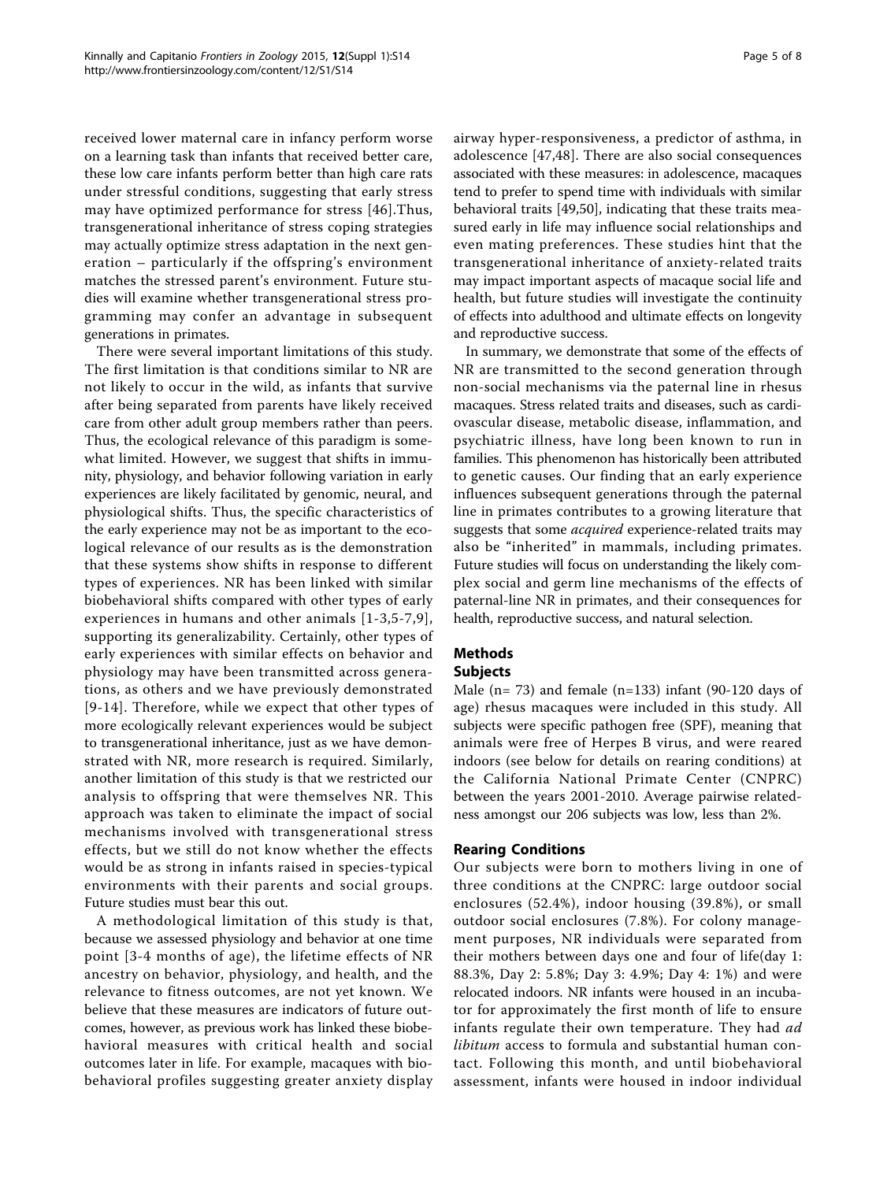received lower maternal care in infancy perform worse on a learning task than infants that received better care, these low care infants perform better than high care rats under stressful conditions, suggesting that early stress may have optimized performance for stress [46].Thus, transgenerational inheritance of stress coping strategies may actually optimize stress adaptation in the next generation – particularly if the offspring's environment matches the stressed parent's environment. Future studies will examine whether transgenerational stress programming may confer an advantage in subsequent generations in primates.

There were several important limitations of this study. The first limitation is that conditions similar to NR are not likely to occur in the wild, as infants that survive after being separated from parents have likely received care from other adult group members rather than peers. Thus, the ecological relevance of this paradigm is somewhat limited. However, we suggest that shifts in immunity, physiology, and behavior following variation in early experiences are likely facilitated by genomic, neural, and physiological shifts. Thus, the specific characteristics of the early experience may not be as important to the ecological relevance of our results as is the demonstration that these systems show shifts in response to different types of experiences. NR has been linked with similar biobehavioral shifts compared with other types of early experiences in humans and other animals [1-3,5-7,9], supporting its generalizability. Certainly, other types of early experiences with similar effects on behavior and physiology may have been transmitted across generations, as others and we have previously demonstrated [9-14]. Therefore, while we expect that other types of more ecologically relevant experiences would be subject to transgenerational inheritance, just as we have demonstrated with NR, more research is required. Similarly, another limitation of this study is that we restricted our analysis to offspring that were themselves NR. This approach was taken to eliminate the impact of social mechanisms involved with transgenerational stress effects, but we still do not know whether the effects would be as strong in infants raised in species-typical environments with their parents and social groups. Future studies must bear this out.

A methodological limitation of this study is that, because we assessed physiology and behavior at one time point [3-4 months of age), the lifetime effects of NR ancestry on behavior, physiology, and health, and the relevance to fitness outcomes, are not yet known. We believe that these measures are indicators of future outcomes, however, as previous work has linked these biobehavioral measures with critical health and social outcomes later in life. For example, macaques with biobehavioral profiles suggesting greater anxiety display airway hyper-responsiveness, a predictor of asthma, in adolescence [47,48]. There are also social consequences associated with these measures: in adolescence, macaques tend to prefer to spend time with individuals with similar behavioral traits [49,50], indicating that these traits measured early in life may influence social relationships and even mating preferences. These studies hint that the transgenerational inheritance of anxiety-related traits may impact important aspects of macaque social life and health, but future studies will investigate the continuity of effects into adulthood and ultimate effects on longevity and reproductive success.

In summary, we demonstrate that some of the effects of NR are transmitted to the second generation through non-social mechanisms via the paternal line in rhesus macaques. Stress related traits and diseases, such as cardiovascular disease, metabolic disease, inflammation, and psychiatric illness, have long been known to run in families. This phenomenon has historically been attributed to genetic causes. Our finding that an early experience influences subsequent generations through the paternal line in primates contributes to a growing literature that suggests that some *acquired* experience-related traits may also be "inherited" in mammals, including primates. Future studies will focus on understanding the likely complex social and germ line mechanisms of the effects of paternal-line NR in primates, and their consequences for health, reproductive success, and natural selection.

## Methods

### Subjects

Male (n= 73) and female (n=133) infant (90-120 days of age) rhesus macaques were included in this study. All subjects were specific pathogen free (SPF), meaning that animals were free of Herpes B virus, and were reared indoors (see below for details on rearing conditions) at the California National Primate Center (CNPRC) between the years 2001-2010. Average pairwise relatedness amongst our 206 subjects was low, less than 2%.

### Rearing Conditions

Our subjects were born to mothers living in one of three conditions at the CNPRC: large outdoor social enclosures (52.4%), indoor housing (39.8%), or small outdoor social enclosures (7.8%). For colony management purposes, NR individuals were separated from their mothers between days one and four of life(day 1: 88.3%, Day 2: 5.8%; Day 3: 4.9%; Day 4: 1%) and were relocated indoors. NR infants were housed in an incubator for approximately the first month of life to ensure infants regulate their own temperature. They had *ad libitum* access to formula and substantial human contact. Following this month, and until biobehavioral assessment, infants were housed in indoor individual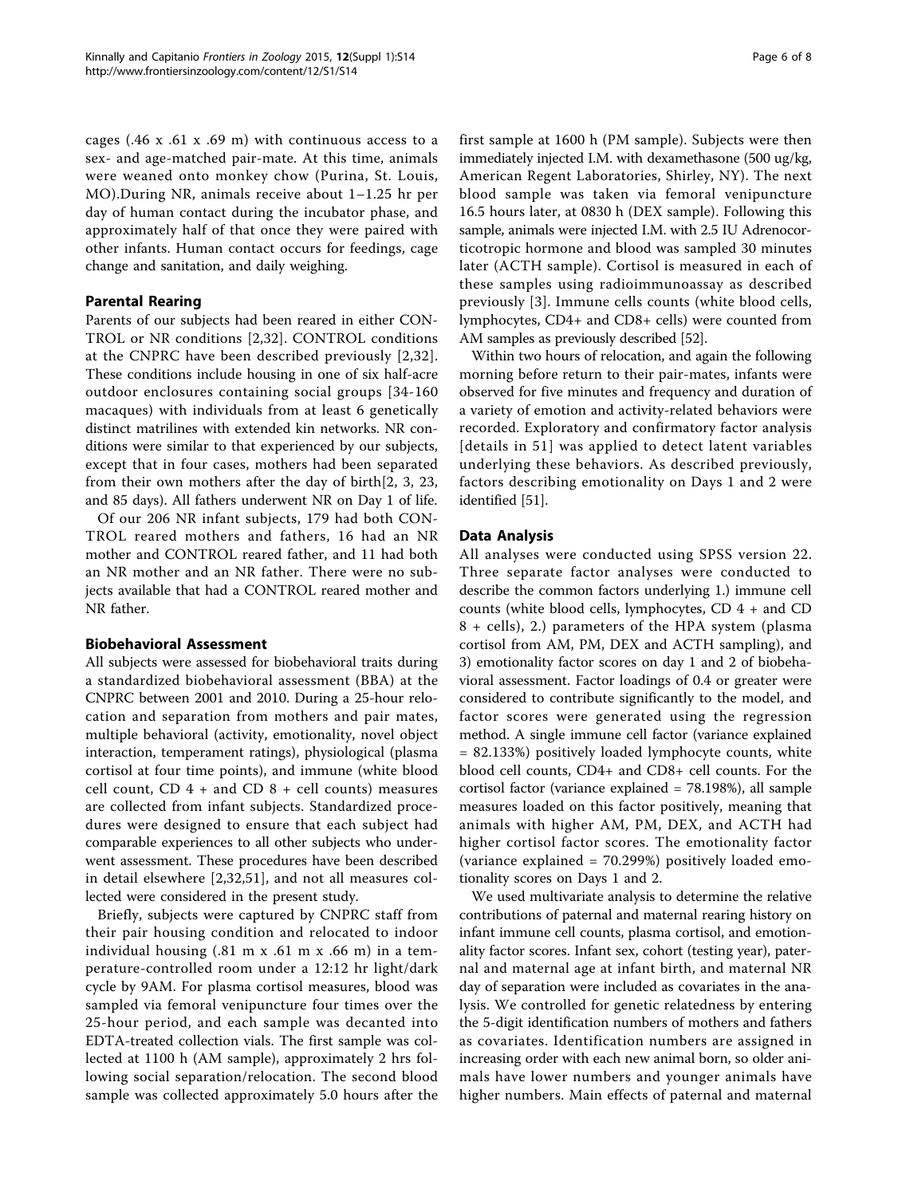cages (.46 x .61 x .69 m) with continuous access to a sex- and age-matched pair-mate. At this time, animals were weaned onto monkey chow (Purina, St. Louis, MO).During NR, animals receive about 1–1.25 hr per day of human contact during the incubator phase, and approximately half of that once they were paired with other infants. Human contact occurs for feedings, cage change and sanitation, and daily weighing.

### Parental Rearing

Parents of our subjects had been reared in either CONTROL or NR conditions [2,32]. CONTROL conditions at the CNPRC have been described previously [2,32]. These conditions include housing in one of six half-acre outdoor enclosures containing social groups [34-160 macaques) with individuals from at least 6 genetically distinct matrilines with extended kin networks. NR conditions were similar to that experienced by our subjects, except that in four cases, mothers had been separated from their own mothers after the day of birth[2, 3, 23, and 85 days). All fathers underwent NR on Day 1 of life.

Of our 206 NR infant subjects, 179 had both CONTROL reared mothers and fathers, 16 had an NR mother and CONTROL reared father, and 11 had both an NR mother and an NR father. There were no subjects available that had a CONTROL reared mother and NR father.

### Biobehavioral Assessment

All subjects were assessed for biobehavioral traits during a standardized biobehavioral assessment (BBA) at the CNPRC between 2001 and 2010. During a 25-hour relocation and separation from mothers and pair mates, multiple behavioral (activity, emotionality, novel object interaction, temperament ratings), physiological (plasma cortisol at four time points), and immune (white blood cell count, CD 4 + and CD 8 + cell counts) measures are collected from infant subjects. Standardized procedures were designed to ensure that each subject had comparable experiences to all other subjects who underwent assessment. These procedures have been described in detail elsewhere [2,32,51], and not all measures collected were considered in the present study.

Briefly, subjects were captured by CNPRC staff from their pair housing condition and relocated to indoor individual housing (.81 m x .61 m x .66 m) in a temperature-controlled room under a 12:12 hr light/dark cycle by 9AM. For plasma cortisol measures, blood was sampled via femoral venipuncture four times over the 25-hour period, and each sample was decanted into EDTA-treated collection vials. The first sample was collected at 1100 h (AM sample), approximately 2 hrs following social separation/relocation. The second blood sample was collected approximately 5.0 hours after the first sample at 1600 h (PM sample). Subjects were then immediately injected I.M. with dexamethasone (500 ug/kg, American Regent Laboratories, Shirley, NY). The next blood sample was taken via femoral venipuncture 16.5 hours later, at 0830 h (DEX sample). Following this sample, animals were injected I.M. with 2.5 IU Adrenocorticotropic hormone and blood was sampled 30 minutes later (ACTH sample). Cortisol is measured in each of these samples using radioimmunoassay as described previously [3]. Immune cells counts (white blood cells, lymphocytes, CD4+ and CD8+ cells) were counted from AM samples as previously described [52].

Within two hours of relocation, and again the following morning before return to their pair-mates, infants were observed for five minutes and frequency and duration of a variety of emotion and activity-related behaviors were recorded. Exploratory and confirmatory factor analysis [details in 51] was applied to detect latent variables underlying these behaviors. As described previously, factors describing emotionality on Days 1 and 2 were identified [51].

### Data Analysis

All analyses were conducted using SPSS version 22. Three separate factor analyses were conducted to describe the common factors underlying 1.) immune cell counts (white blood cells, lymphocytes, CD 4 + and CD 8 + cells), 2.) parameters of the HPA system (plasma cortisol from AM, PM, DEX and ACTH sampling), and 3) emotionality factor scores on day 1 and 2 of biobehavioral assessment. Factor loadings of 0.4 or greater were considered to contribute significantly to the model, and factor scores were generated using the regression method. A single immune cell factor (variance explained = 82.133%) positively loaded lymphocyte counts, white blood cell counts, CD4+ and CD8+ cell counts. For the cortisol factor (variance explained = 78.198%), all sample measures loaded on this factor positively, meaning that animals with higher AM, PM, DEX, and ACTH had higher cortisol factor scores. The emotionality factor (variance explained = 70.299%) positively loaded emotionality scores on Days 1 and 2.

We used multivariate analysis to determine the relative contributions of paternal and maternal rearing history on infant immune cell counts, plasma cortisol, and emotionality factor scores. Infant sex, cohort (testing year), paternal and maternal age at infant birth, and maternal NR day of separation were included as covariates in the analysis. We controlled for genetic relatedness by entering the 5-digit identification numbers of mothers and fathers as covariates. Identification numbers are assigned in increasing order with each new animal born, so older animals have lower numbers and younger animals have higher numbers. Main effects of paternal and maternal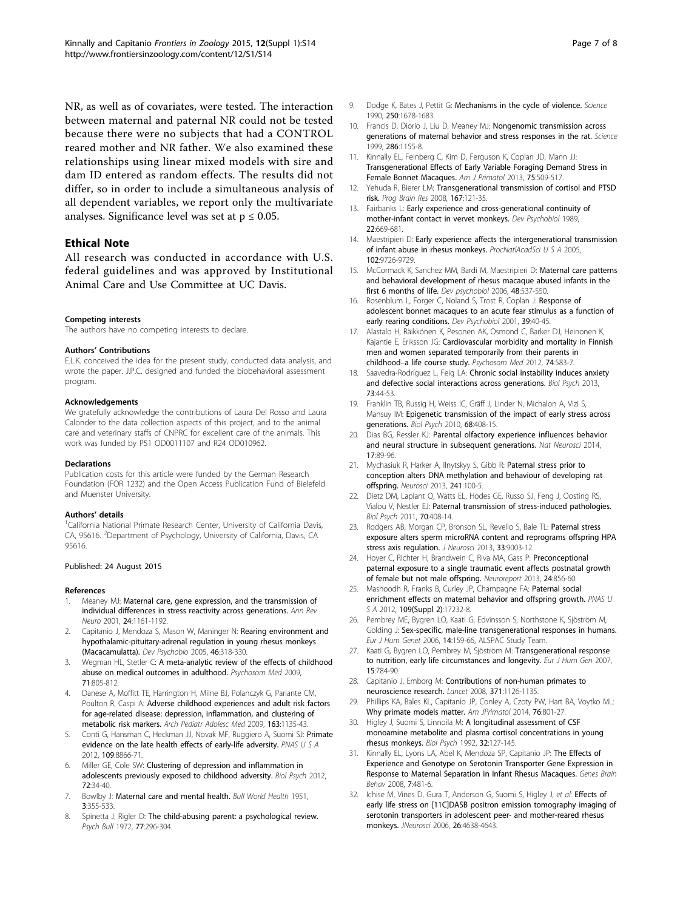NR, as well as of covariates, were tested. The interaction between maternal and paternal NR could not be tested because there were no subjects that had a CONTROL reared mother and NR father. We also examined these relationships using linear mixed models with sire and dam ID entered as random effects. The results did not differ, so in order to include a simultaneous analysis of all dependent variables, we report only the multivariate analyses. Significance level was set at $p \leq 0.05$.

## Ethical Note

All research was conducted in accordance with U.S. federal guidelines and was approved by Institutional Animal Care and Use Committee at UC Davis.

#### Competing interests

The authors have no competing interests to declare.

#### Authors' Contributions

E.L.K. conceived the idea for the present study, conducted data analysis, and wrote the paper. J.P.C. designed and funded the biobehavioral assessment program.

#### Acknowledgements

We gratefully acknowledge the contributions of Laura Del Rosso and Laura Calonder to the data collection aspects of this project, and to the animal care and veterinary staffs of CNPRC for excellent care of the animals. This work was funded by P51 OD0011107 and R24 OD010962.

#### Declarations

Publication costs for this article were funded by the German Research Foundation (FOR 1232) and the Open Access Publication Fund of Bielefeld and Muenster University.

#### Authors' details

[1]California National Primate Research Center, University of California Davis, CA, 95616. [2]Department of Psychology, University of California, Davis, CA 95616.

Published: 24 August 2015

#### References

1. Meaney MJ: Maternal care, gene expression, and the transmission of individual differences in stress reactivity across generations. *Ann Rev Neuro* 2001, **24**:1161-1192.
2. Capitanio J, Mendoza S, Mason W, Maninger N: Rearing environment and hypothalamic-pituitary-adrenal regulation in young rhesus monkeys (Macacamulatta). *Dev Psychobio* 2005, **46**:318-330.
3. Wegman HL, Stetler C: A meta-analytic review of the effects of childhood abuse on medical outcomes in adulthood. *Psychosom Med* 2009, **71**:805-812.
4. Danese A, Moffitt TE, Harrington H, Milne BJ, Polanczyk G, Pariante CM, Poulton R, Caspi A: Adverse childhood experiences and adult risk factors for age-related disease: depression, inflammation, and clustering of metabolic risk markers. *Arch Pediatr Adolesc Med* 2009, **163**:1135-43.
5. Conti G, Hansman C, Heckman JJ, Novak MF, Ruggiero A, Suomi SJ: Primate evidence on the late health effects of early-life adversity. *PNAS U S A* 2012, **109**:8866-71.
6. Miller GE, Cole SW: Clustering of depression and inflammation in adolescents previously exposed to childhood adversity. *Biol Psych* 2012, **72**:34-40.
7. Bowlby J: Maternal care and mental health. *Bull World Health* 1951, **3**:355-533.
8. Spinetta J, Rigler D: The child-abusing parent: a psychological review. *Psych Bull* 1972, **77**:296-304.
9. Dodge K, Bates J, Pettit G: Mechanisms in the cycle of violence. *Science* 1990, **250**:1678-1683.
10. Francis D, Diorio J, Liu D, Meaney MJ: Nongenomic transmission across generations of maternal behavior and stress responses in the rat. *Science* 1999, **286**:1155-8.
11. Kinnally EL, Feinberg C, Kim D, Ferguson K, Coplan JD, Mann JJ: Transgenerational Effects of Early Variable Foraging Demand Stress in Female Bonnet Macaques. *Am J Primatol* 2013, **75**:509-517.
12. Yehuda R, Bierer LM: Transgenerational transmission of cortisol and PTSD risk. *Prog Brain Res* 2008, **167**:121-35.
13. Fairbanks L: Early experience and cross-generational continuity of mother-infant contact in vervet monkeys. *Dev Psychobiol* 1989, **22**:669-681.
14. Maestripieri D: Early experience affects the intergenerational transmission of infant abuse in rhesus monkeys. *ProcNatlAcadSci U S A* 2005, **102**:9726-9729.
15. McCormack K, Sanchez MM, Bardi M, Maestripieri D: Maternal care patterns and behavioral development of rhesus macaque abused infants in the first 6 months of life. *Dev psychobiol* 2006, **48**:537-550.
16. Rosenblum L, Forger C, Noland S, Trost R, Coplan J: Response of adolescent bonnet macaques to an acute fear stimulus as a function of early rearing conditions. *Dev Psychobiol* 2001, **39**:40-45.
17. Alastalo H, Räikkönen K, Pesonen AK, Osmond C, Barker DJ, Heinonen K, Kajantie E, Eriksson JG: Cardiovascular morbidity and mortality in Finnish men and women separated temporarily from their parents in childhood–a life course study. *Psychosom Med* 2012, **74**:583-7.
18. Saavedra-Rodríguez L, Feig LA: Chronic social instability induces anxiety and defective social interactions across generations. *Biol Psych* 2013, **73**:44-53.
19. Franklin TB, Russig H, Weiss IC, Gräff J, Linder N, Michalon A, Vizi S, Mansuy IM: Epigenetic transmission of the impact of early stress across generations. *Biol Psych* 2010, **68**:408-15.
20. Dias BG, Ressler KJ: Parental olfactory experience influences behavior and neural structure in subsequent generations. *Nat Neurosci* 2014, **17**:89-96.
21. Mychasiuk R, Harker A, Ilnytskyy S, Gibb R: Paternal stress prior to conception alters DNA methylation and behaviour of developing rat offspring. *Neurosci* 2013, **241**:100-5.
22. Dietz DM, Laplant Q, Watts EL, Hodes GE, Russo SJ, Feng J, Oosting RS, Vialou V, Nestler EJ: Paternal transmission of stress-induced pathologies. *Biol Psych* 2011, **70**:408-14.
23. Rodgers AB, Morgan CP, Bronson SL, Revello S, Bale TL: Paternal stress exposure alters sperm microRNA content and reprograms offspring HPA stress axis regulation. *J Neurosci* 2013, **33**:9003-12.
24. Hoyer C, Richter H, Brandwein C, Riva MA, Gass P: Preconceptional paternal exposure to a single traumatic event affects postnatal growth of female but not male offspring. *Neuroreport* 2013, **24**:856-60.
25. Mashoodh R, Franks B, Curley JP, Champagne FA: Paternal social enrichment effects on maternal behavior and offspring growth. *PNAS U S A* 2012, **109(Suppl 2)**:17232-8.
26. Pembrey ME, Bygren LO, Kaati G, Edvinsson S, Northstone K, Sjöström M, Golding J: Sex-specific, male-line transgenerational responses in humans. *Eur J Hum Genet* 2006, **14**:159-66, ALSPAC Study Team.
27. Kaati G, Bygren LO, Pembrey M, Sjöström M: Transgenerational response to nutrition, early life circumstances and longevity. *Eur J Hum Gen* 2007, **15**:784-90.
28. Capitanio J, Emborg M: Contributions of non-human primates to neuroscience research. *Lancet* 2008, **371**:1126-1135.
29. Phillips KA, Bales KL, Capitanio JP, Conley A, Czoty PW, Hart BA, Voytko ML: Why primate models matter. *Am JPrimatol* 2014, **76**:801-27.
30. Higley J, Suomi S, Linnoila M: A longitudinal assessment of CSF monoamine metabolite and plasma cortisol concentrations in young rhesus monkeys. *Biol Psych* 1992, **32**:127-145.
31. Kinnally EL, Lyons LA, Abel K, Mendoza SP, Capitanio JP: The Effects of Experience and Genotype on Serotonin Transporter Gene Expression in Response to Maternal Separation in Infant Rhesus Macaques. *Genes Brain Behav* 2008, **7**:481-6.
32. Ichise M, Vines D, Gura T, Anderson G, Suomi S, Higley J, *et al*: Effects of early life stress on [11C]DASB positron emission tomography imaging of serotonin transporters in adolescent peer- and mother-reared rhesus monkeys. *JNeurosci* 2006, **26**:4638-4643.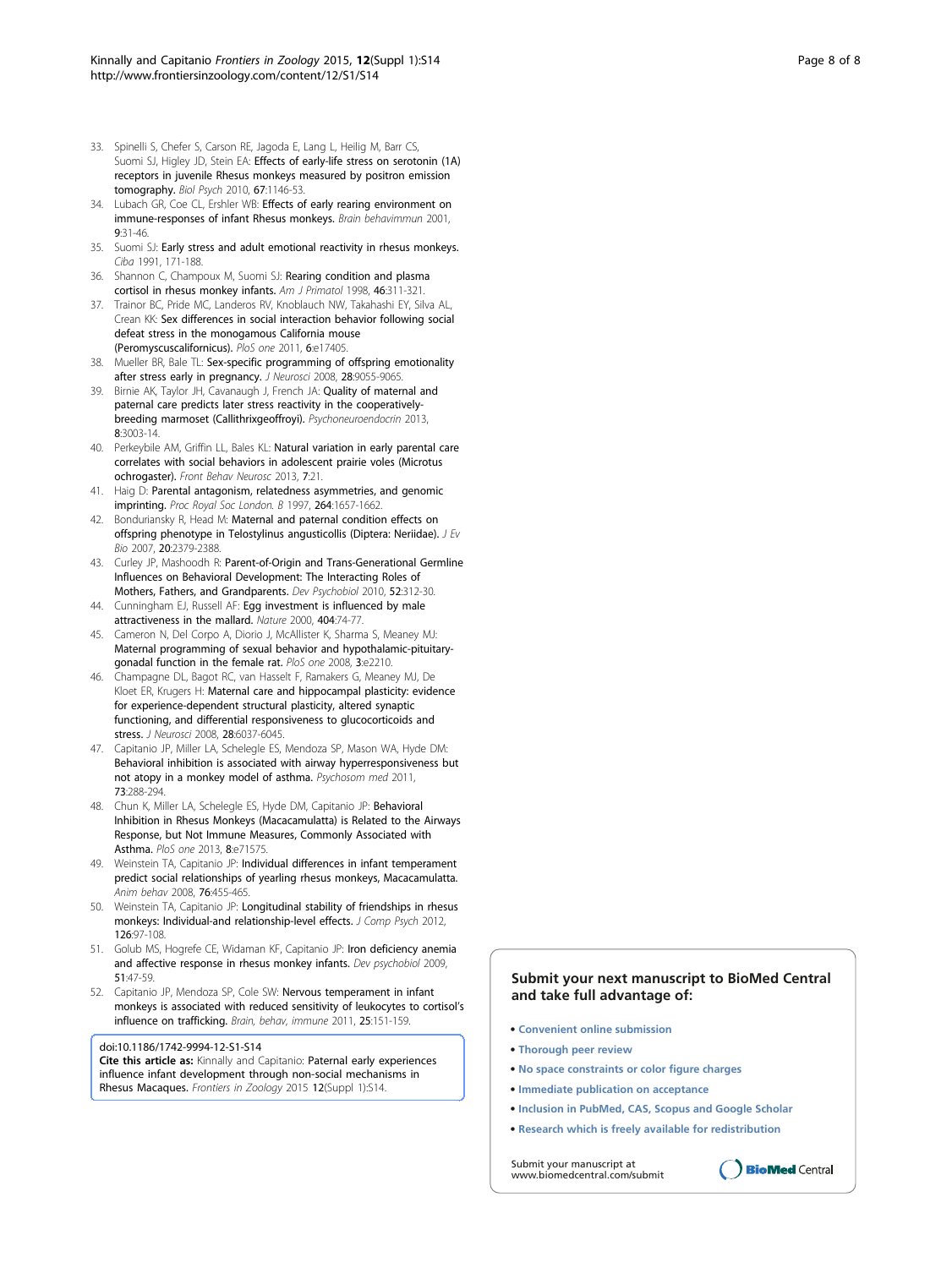33. Spinelli S, Chefer S, Carson RE, Jagoda E, Lang L, Heilig M, Barr CS, Suomi SJ, Higley JD, Stein EA: **Effects of early-life stress on serotonin (1A) receptors in juvenile Rhesus monkeys measured by positron emission tomography.** *Biol Psych* 2010, **67**:1146-53.
34. Lubach GR, Coe CL, Ershler WB: **Effects of early rearing environment on immune-responses of infant Rhesus monkeys.** *Brain behavimmun* 2001, **9**:31-46.
35. Suomi SJ: **Early stress and adult emotional reactivity in rhesus monkeys.** *Ciba* 1991, 171-188.
36. Shannon C, Champoux M, Suomi SJ: **Rearing condition and plasma cortisol in rhesus monkey infants.** *Am J Primatol* 1998, **46**:311-321.
37. Trainor BC, Pride MC, Landeros RV, Knoblauch NW, Takahashi EY, Silva AL, Crean KK: **Sex differences in social interaction behavior following social defeat stress in the monogamous California mouse (Peromyscuscalifornicus).** *PloS one* 2011, **6**:e17405.
38. Mueller BR, Bale TL: **Sex-specific programming of offspring emotionality after stress early in pregnancy.** *J Neurosci* 2008, **28**:9055-9065.
39. Birnie AK, Taylor JH, Cavanaugh J, French JA: **Quality of maternal and paternal care predicts later stress reactivity in the cooperatively-breeding marmoset (Callithrixgeoffroyi).** *Psychoneuroendocrin* 2013, **8**:3003-14.
40. Perkeybile AM, Griffin LL, Bales KL: **Natural variation in early parental care correlates with social behaviors in adolescent prairie voles (Microtus ochrogaster).** *Front Behav Neurosc* 2013, **7**:21.
41. Haig D: **Parental antagonism, relatedness asymmetries, and genomic imprinting.** *Proc Royal Soc London. B* 1997, **264**:1657-1662.
42. Bonduriansky R, Head M: **Maternal and paternal condition effects on offspring phenotype in Telostylinus angusticollis (Diptera: Neriidae).** *J Ev Bio* 2007, **20**:2379-2388.
43. Curley JP, Mashoodh R: **Parent-of-Origin and Trans-Generational Germline Influences on Behavioral Development: The Interacting Roles of Mothers, Fathers, and Grandparents.** *Dev Psychobiol* 2010, **52**:312-30.
44. Cunningham EJ, Russell AF: **Egg investment is influenced by male attractiveness in the mallard.** *Nature* 2000, **404**:74-77.
45. Cameron N, Del Corpo A, Diorio J, McAllister K, Sharma S, Meaney MJ: **Maternal programming of sexual behavior and hypothalamic-pituitary-gonadal function in the female rat.** *PloS one* 2008, **3**:e2210.
46. Champagne DL, Bagot RC, van Hasselt F, Ramakers G, Meaney MJ, De Kloet ER, Krugers H: **Maternal care and hippocampal plasticity: evidence for experience-dependent structural plasticity, altered synaptic functioning, and differential responsiveness to glucocorticoids and stress.** *J Neurosci* 2008, **28**:6037-6045.
47. Capitanio JP, Miller LA, Schelegle ES, Mendoza SP, Mason WA, Hyde DM: **Behavioral inhibition is associated with airway hyperresponsiveness but not atopy in a monkey model of asthma.** *Psychosom med* 2011, **73**:288-294.
48. Chun K, Miller LA, Schelegle ES, Hyde DM, Capitanio JP: **Behavioral Inhibition in Rhesus Monkeys (Macacamulatta) is Related to the Airways Response, but Not Immune Measures, Commonly Associated with Asthma.** *PloS one* 2013, **8**:e71575.
49. Weinstein TA, Capitanio JP: **Individual differences in infant temperament predict social relationships of yearling rhesus monkeys, Macacamulatta.** *Anim behav* 2008, **76**:455-465.
50. Weinstein TA, Capitanio JP: **Longitudinal stability of friendships in rhesus monkeys: Individual-and relationship-level effects.** *J Comp Psych* 2012, **126**:97-108.
51. Golub MS, Hogrefe CE, Widaman KF, Capitanio JP: **Iron deficiency anemia and affective response in rhesus monkey infants.** *Dev psychobiol* 2009, **51**:47-59.
52. Capitanio JP, Mendoza SP, Cole SW: **Nervous temperament in infant monkeys is associated with reduced sensitivity of leukocytes to cortisol's influence on trafficking.** *Brain, behav, immune* 2011, **25**:151-159.

doi:10.1186/1742-9994-12-S1-S14

**Cite this article as:** Kinnally and Capitanio: Paternal early experiences influence infant development through non-social mechanisms in Rhesus Macaques. *Frontiers in Zoology* 2015 12(Suppl 1):S14.

**Submit your next manuscript to BioMed Central and take full advantage of:**

- **Convenient online submission**
- **Thorough peer review**
- **No space constraints or color figure charges**
- **Immediate publication on acceptance**
- **Inclusion in PubMed, CAS, Scopus and Google Scholar**
- **Research which is freely available for redistribution**

Submit your manuscript at
www.biomedcentral.com/submit

BioMed Central